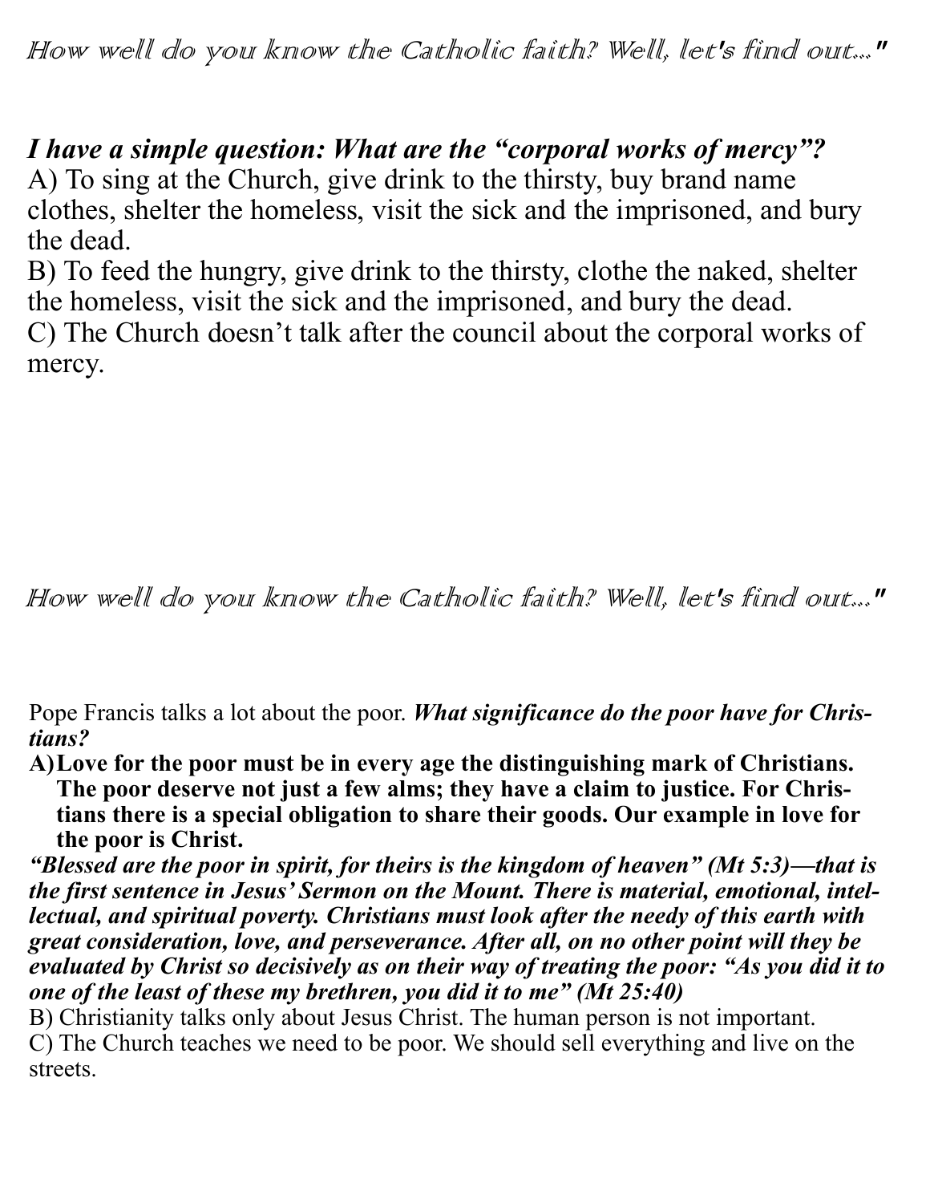*How well do you know the Catholic faith? Well, let's find out..."*

***I have a simple question: What are the "corporal works of mercy"?***

A) To sing at the Church, give drink to the thirsty, buy brand name clothes, shelter the homeless, visit the sick and the imprisoned, and bury the dead.

B) To feed the hungry, give drink to the thirsty, clothe the naked, shelter the homeless, visit the sick and the imprisoned, and bury the dead.

C) The Church doesn't talk after the council about the corporal works of mercy.

*How well do you know the Catholic faith? Well, let's find out..."*

Pope Francis talks a lot about the poor. ***What significance do the poor have for Christians?***

A) **Love for the poor must be in every age the distinguishing mark of Christians. The poor deserve not just a few alms; they have a claim to justice. For Christians there is a special obligation to share their goods. Our example in love for the poor is Christ.**

***"Blessed are the poor in spirit, for theirs is the kingdom of heaven" (Mt 5:3)—that is the first sentence in Jesus' Sermon on the Mount. There is material, emotional, intellectual, and spiritual poverty. Christians must look after the needy of this earth with great consideration, love, and perseverance. After all, on no other point will they be evaluated by Christ so decisively as on their way of treating the poor: "As you did it to one of the least of these my brethren, you did it to me" (Mt 25:40)***

B) Christianity talks only about Jesus Christ. The human person is not important.

C) The Church teaches we need to be poor. We should sell everything and live on the streets.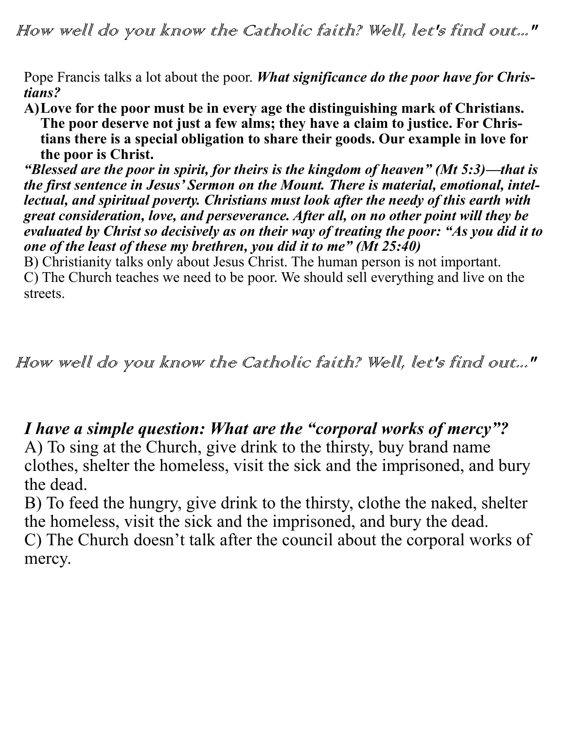*How well do you know the Catholic faith? Well, let's find out..."*

Pope Francis talks a lot about the poor. ***What significance do the poor have for Christians?***

**A) Love for the poor must be in every age the distinguishing mark of Christians. The poor deserve not just a few alms; they have a claim to justice. For Christians there is a special obligation to share their goods. Our example in love for the poor is Christ.**

***"Blessed are the poor in spirit, for theirs is the kingdom of heaven" (Mt 5:3)—that is the first sentence in Jesus' Sermon on the Mount. There is material, emotional, intellectual, and spiritual poverty. Christians must look after the needy of this earth with great consideration, love, and perseverance. After all, on no other point will they be evaluated by Christ so decisively as on their way of treating the poor: "As you did it to one of the least of these my brethren, you did it to me" (Mt 25:40)***

B) Christianity talks only about Jesus Christ. The human person is not important.

C) The Church teaches we need to be poor. We should sell everything and live on the streets.

*How well do you know the Catholic faith? Well, let's find out..."*

***I have a simple question: What are the "corporal works of mercy"?***

A) To sing at the Church, give drink to the thirsty, buy brand name clothes, shelter the homeless, visit the sick and the imprisoned, and bury the dead.

B) To feed the hungry, give drink to the thirsty, clothe the naked, shelter the homeless, visit the sick and the imprisoned, and bury the dead.

C) The Church doesn't talk after the council about the corporal works of mercy.